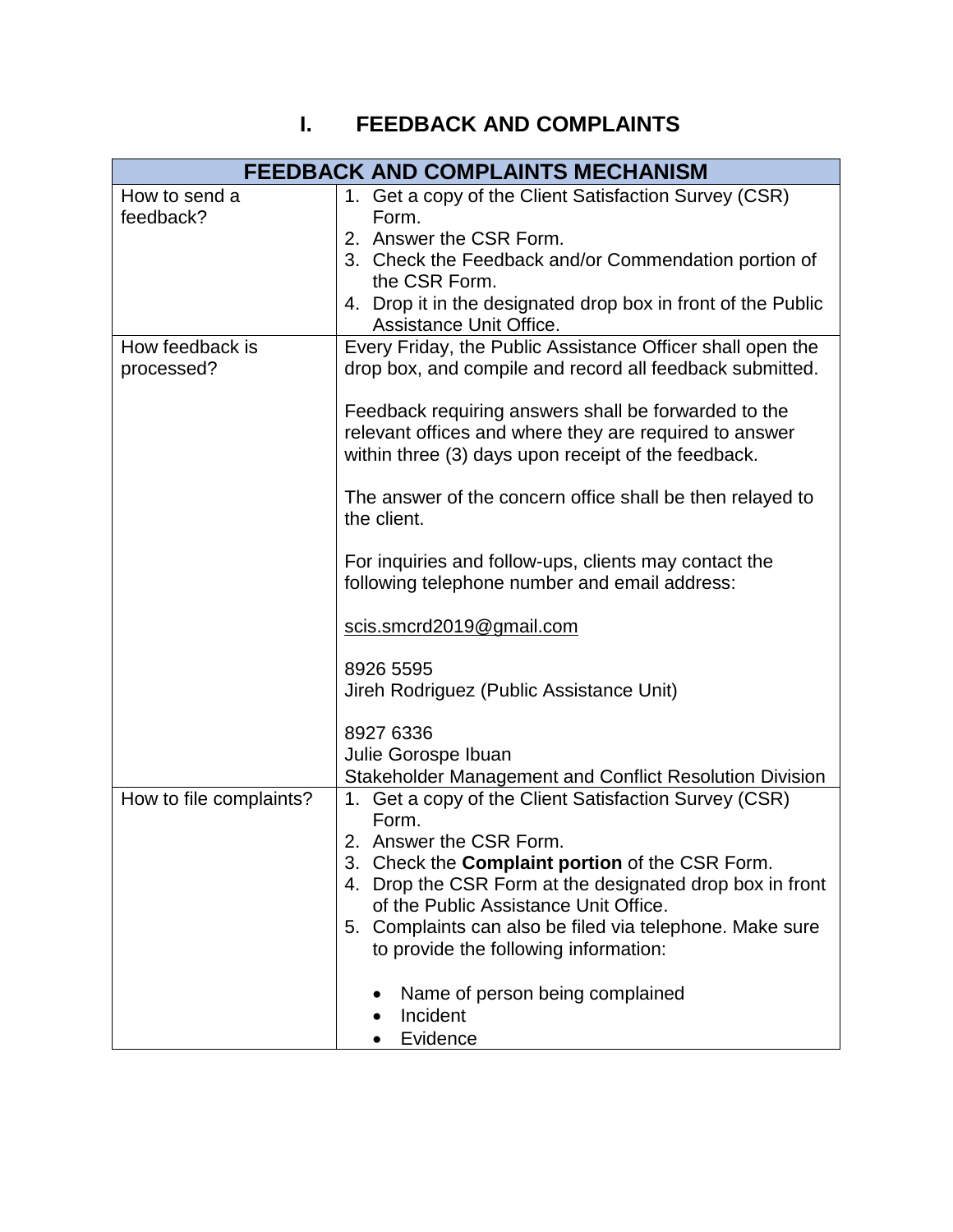# I. FEEDBACK AND COMPLAINTS

| FEEDBACK AND COMPLAINTS MECHANISM | |
|---|---|
| How to send a feedback? | 1. Get a copy of the Client Satisfaction Survey (CSR) Form.<br>2. Answer the CSR Form.<br>3. Check the Feedback and/or Commendation portion of the CSR Form.<br>4. Drop it in the designated drop box in front of the Public Assistance Unit Office. |
| How feedback is processed? | Every Friday, the Public Assistance Officer shall open the drop box, and compile and record all feedback submitted.<br><br>Feedback requiring answers shall be forwarded to the relevant offices and where they are required to answer within three (3) days upon receipt of the feedback.<br><br>The answer of the concern office shall be then relayed to the client.<br><br>For inquiries and follow-ups, clients may contact the following telephone number and email address:<br><br>scis.smcrd2019@gmail.com<br><br>8926 5595<br>Jireh Rodriguez (Public Assistance Unit)<br><br>8927 6336<br>Julie Gorospe Ibuan<br>Stakeholder Management and Conflict Resolution Division |
| How to file complaints? | 1. Get a copy of the Client Satisfaction Survey (CSR) Form.<br>2. Answer the CSR Form.<br>3. Check the **Complaint portion** of the CSR Form.<br>4. Drop the CSR Form at the designated drop box in front of the Public Assistance Unit Office.<br>5. Complaints can also be filed via telephone. Make sure to provide the following information:<br><br>• Name of person being complained<br>• Incident<br>• Evidence |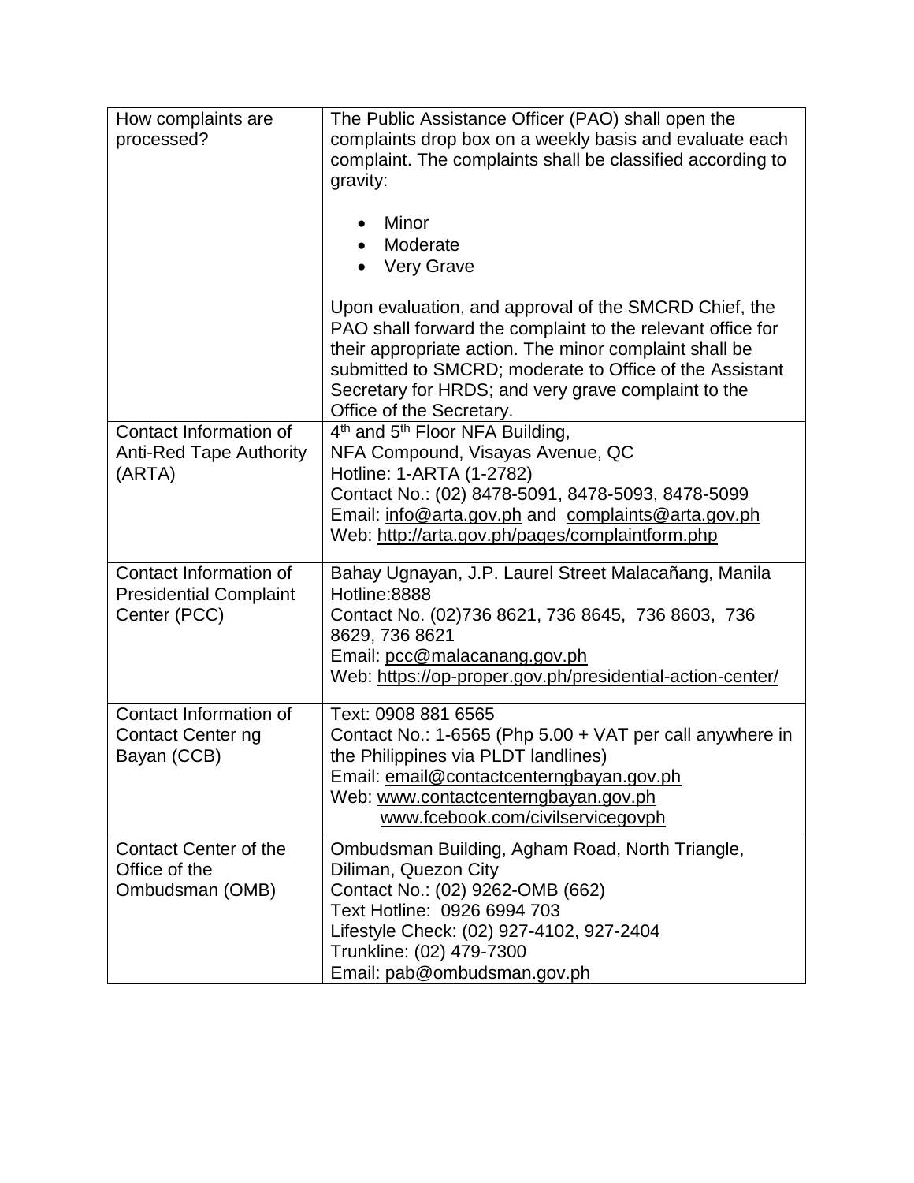| | |
|---|---|
| How complaints are processed? | The Public Assistance Officer (PAO) shall open the complaints drop box on a weekly basis and evaluate each complaint. The complaints shall be classified according to gravity:<br><br>• Minor<br>• Moderate<br>• Very Grave<br><br>Upon evaluation, and approval of the SMCRD Chief, the PAO shall forward the complaint to the relevant office for their appropriate action. The minor complaint shall be submitted to SMCRD; moderate to Office of the Assistant Secretary for HRDS; and very grave complaint to the Office of the Secretary. |
| Contact Information of Anti-Red Tape Authority (ARTA) | 4th and 5th Floor NFA Building,<br>NFA Compound, Visayas Avenue, QC<br>Hotline: 1-ARTA (1-2782)<br>Contact No.: (02) 8478-5091, 8478-5093, 8478-5099<br>Email: info@arta.gov.ph and complaints@arta.gov.ph<br>Web: http://arta.gov.ph/pages/complaintform.php |
| Contact Information of Presidential Complaint Center (PCC) | Bahay Ugnayan, J.P. Laurel Street Malacañang, Manila<br>Hotline:8888<br>Contact No. (02)736 8621, 736 8645, 736 8603, 736 8629, 736 8621<br>Email: pcc@malacanang.gov.ph<br>Web: https://op-proper.gov.ph/presidential-action-center/ |
| Contact Information of Contact Center ng Bayan (CCB) | Text: 0908 881 6565<br>Contact No.: 1-6565 (Php 5.00 + VAT per call anywhere in the Philippines via PLDT landlines)<br>Email: email@contactcenterngbayan.gov.ph<br>Web: www.contactcenterngbayan.gov.ph<br>www.fcebook.com/civilservicegovph |
| Contact Center of the Office of the Ombudsman (OMB) | Ombudsman Building, Agham Road, North Triangle, Diliman, Quezon City<br>Contact No.: (02) 9262-OMB (662)<br>Text Hotline: 0926 6994 703<br>Lifestyle Check: (02) 927-4102, 927-2404<br>Trunkline: (02) 479-7300<br>Email: pab@ombudsman.gov.ph |